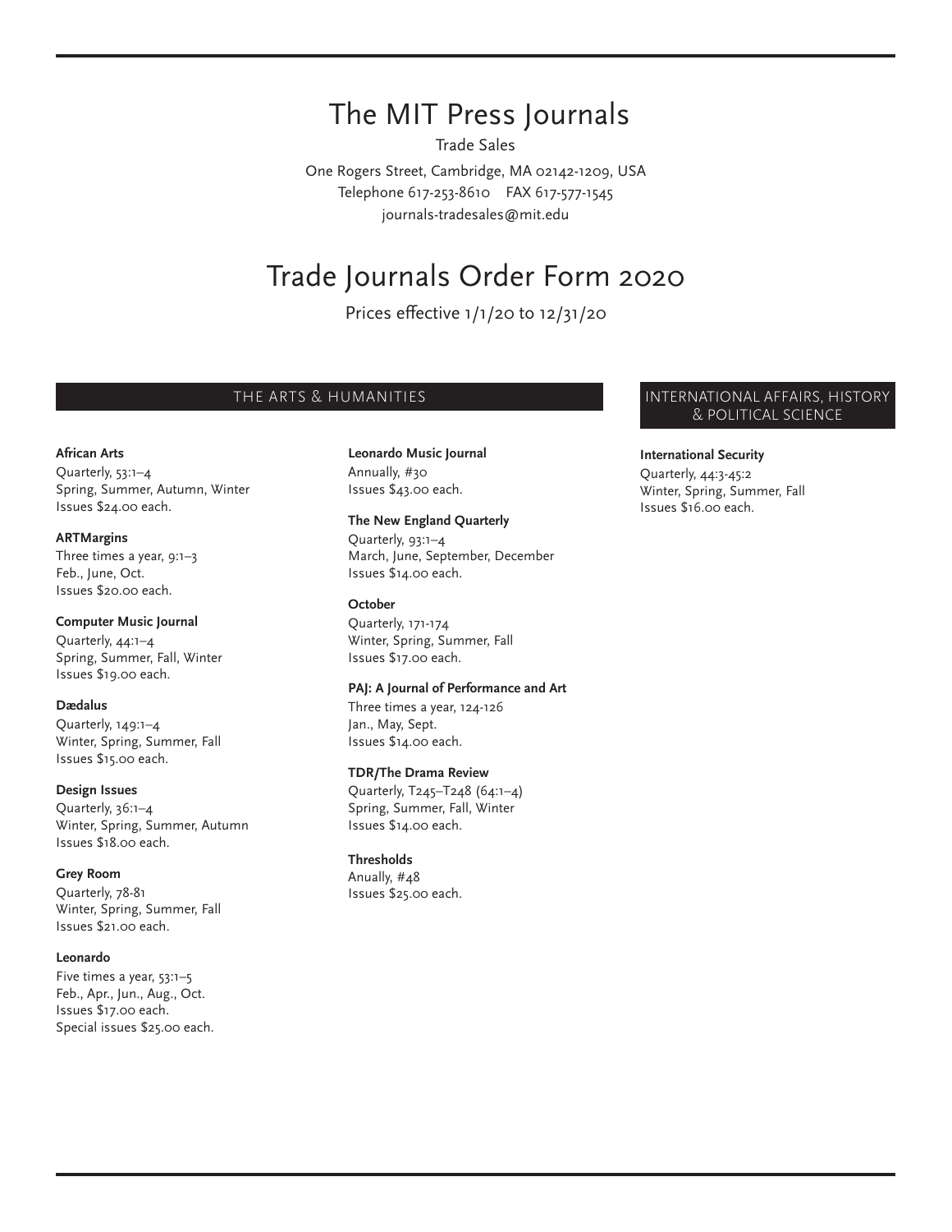# The MIT Press Journals

Trade Sales

One Rogers Street, Cambridge, MA 02142-1209, USA
Telephone 617-253-8610 FAX 617-577-1545
journals-tradesales@mit.edu

# Trade Journals Order Form 2020

Prices effective 1/1/20 to 12/31/20

## THE ARTS & HUMANITIES

**African Arts**
Quarterly, 53:1–4
Spring, Summer, Autumn, Winter
Issues $24.00 each.

**ARTMargins**
Three times a year, 9:1–3
Feb., June, Oct.
Issues $20.00 each.

**Computer Music Journal**
Quarterly, 44:1–4
Spring, Summer, Fall, Winter
Issues $19.00 each.

**Dædalus**
Quarterly, 149:1–4
Winter, Spring, Summer, Fall
Issues $15.00 each.

**Design Issues**
Quarterly, 36:1–4
Winter, Spring, Summer, Autumn
Issues $18.00 each.

**Grey Room**
Quarterly, 78-81
Winter, Spring, Summer, Fall
Issues $21.00 each.

**Leonardo**
Five times a year, 53:1–5
Feb., Apr., Jun., Aug., Oct.
Issues $17.00 each.
Special issues $25.00 each.

**Leonardo Music Journal**
Annually, #30
Issues $43.00 each.

**The New England Quarterly**
Quarterly, 93:1–4
March, June, September, December
Issues $14.00 each.

**October**
Quarterly, 171-174
Winter, Spring, Summer, Fall
Issues $17.00 each.

**PAJ: A Journal of Performance and Art**
Three times a year, 124-126
Jan., May, Sept.
Issues $14.00 each.

**TDR/The Drama Review**
Quarterly, T245–T248 (64:1–4)
Spring, Summer, Fall, Winter
Issues $14.00 each.

**Thresholds**
Anually, #48
Issues $25.00 each.

## INTERNATIONAL AFFAIRS, HISTORY & POLITICAL SCIENCE

**International Security**
Quarterly, 44:3-45:2
Winter, Spring, Summer, Fall
Issues $16.00 each.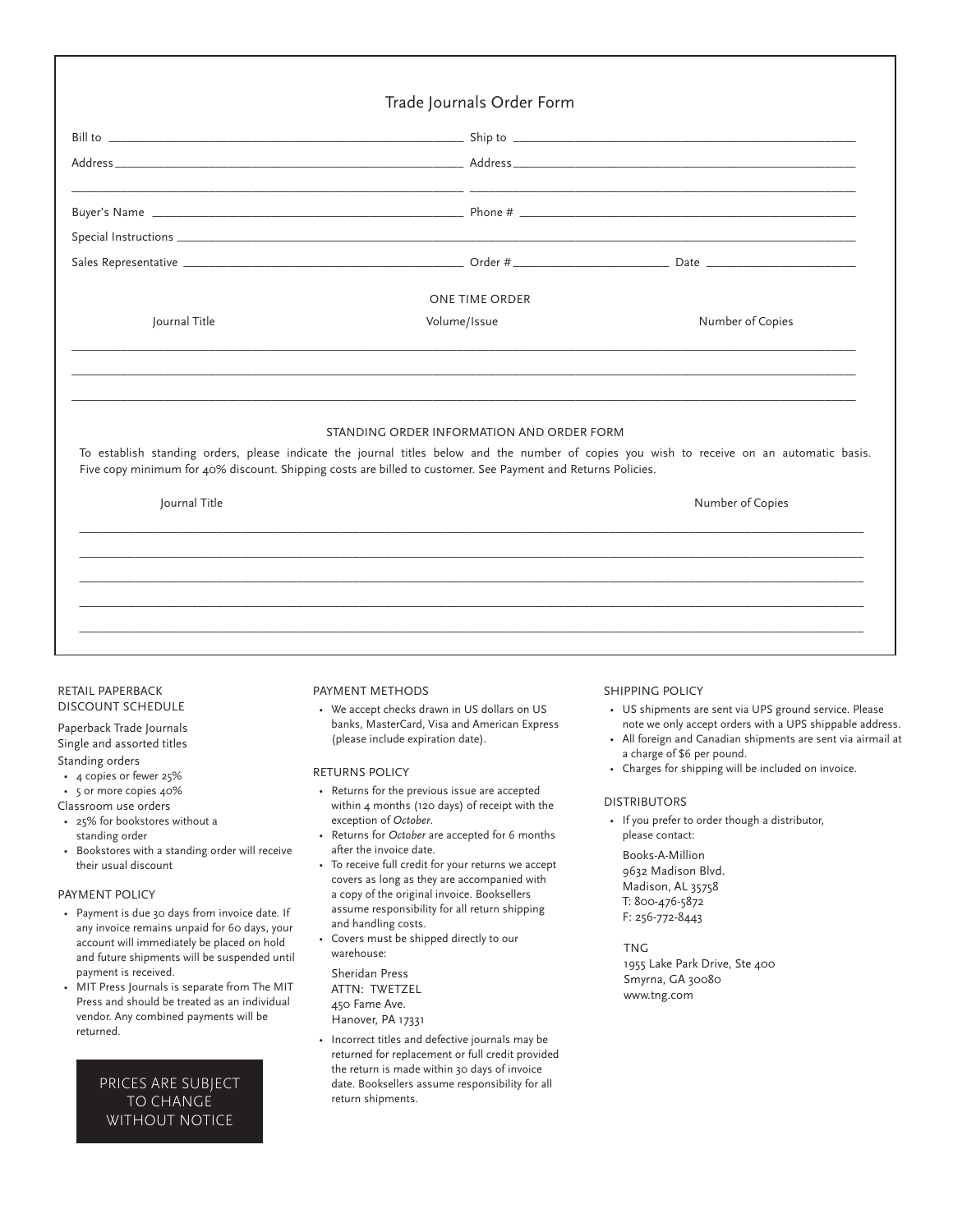# Trade Journals Order Form

Bill to ______________________________ Ship to ______________________________

Address ______________________________ Address ______________________________

______________________________ ______________________________

Buyer's Name ______________________________ Phone # ______________________________

Special Instructions ____________________________________________________________

Sales Representative ______________________________ Order # ______________ Date ______________

## ONE TIME ORDER

| Journal Title | Volume/Issue | Number of Copies |
| --- | --- | --- |
| | | |
| | | |
| | | |

## STANDING ORDER INFORMATION AND ORDER FORM

To establish standing orders, please indicate the journal titles below and the number of copies you wish to receive on an automatic basis. Five copy minimum for 40% discount. Shipping costs are billed to customer. See Payment and Returns Policies.

| Journal Title | Number of Copies |
| --- | --- |
| | |
| | |
| | |
| | |
| | |

### RETAIL PAPERBACK DISCOUNT SCHEDULE

Paperback Trade Journals

Single and assorted titles

Standing orders

- 4 copies or fewer 25%
- 5 or more copies 40%

Classroom use orders

- 25% for bookstores without a standing order
- Bookstores with a standing order will receive their usual discount

### PAYMENT POLICY

- Payment is due 30 days from invoice date. If any invoice remains unpaid for 60 days, your account will immediately be placed on hold and future shipments will be suspended until payment is received.
- MIT Press Journals is separate from The MIT Press and should be treated as an individual vendor. Any combined payments will be returned.

PRICES ARE SUBJECT TO CHANGE WITHOUT NOTICE

### PAYMENT METHODS

- We accept checks drawn in US dollars on US banks, MasterCard, Visa and American Express (please include expiration date).

### RETURNS POLICY

- Returns for the previous issue are accepted within 4 months (120 days) of receipt with the exception of *October*.
- Returns for *October* are accepted for 6 months after the invoice date.
- To receive full credit for your returns we accept covers as long as they are accompanied with a copy of the original invoice. Booksellers assume responsibility for all return shipping and handling costs.
- Covers must be shipped directly to our warehouse:

  Sheridan Press
  ATTN: TWETZEL
  450 Fame Ave.
  Hanover, PA 17331

- Incorrect titles and defective journals may be returned for replacement or full credit provided the return is made within 30 days of invoice date. Booksellers assume responsibility for all return shipments.

### SHIPPING POLICY

- US shipments are sent via UPS ground service. Please note we only accept orders with a UPS shippable address.
- All foreign and Canadian shipments are sent via airmail at a charge of $6 per pound.
- Charges for shipping will be included on invoice.

### DISTRIBUTORS

- If you prefer to order though a distributor, please contact:

  Books-A-Million
  9632 Madison Blvd.
  Madison, AL 35758
  T: 800-476-5872
  F: 256-772-8443

  TNG
  1955 Lake Park Drive, Ste 400
  Smyrna, GA 30080
  www.tng.com